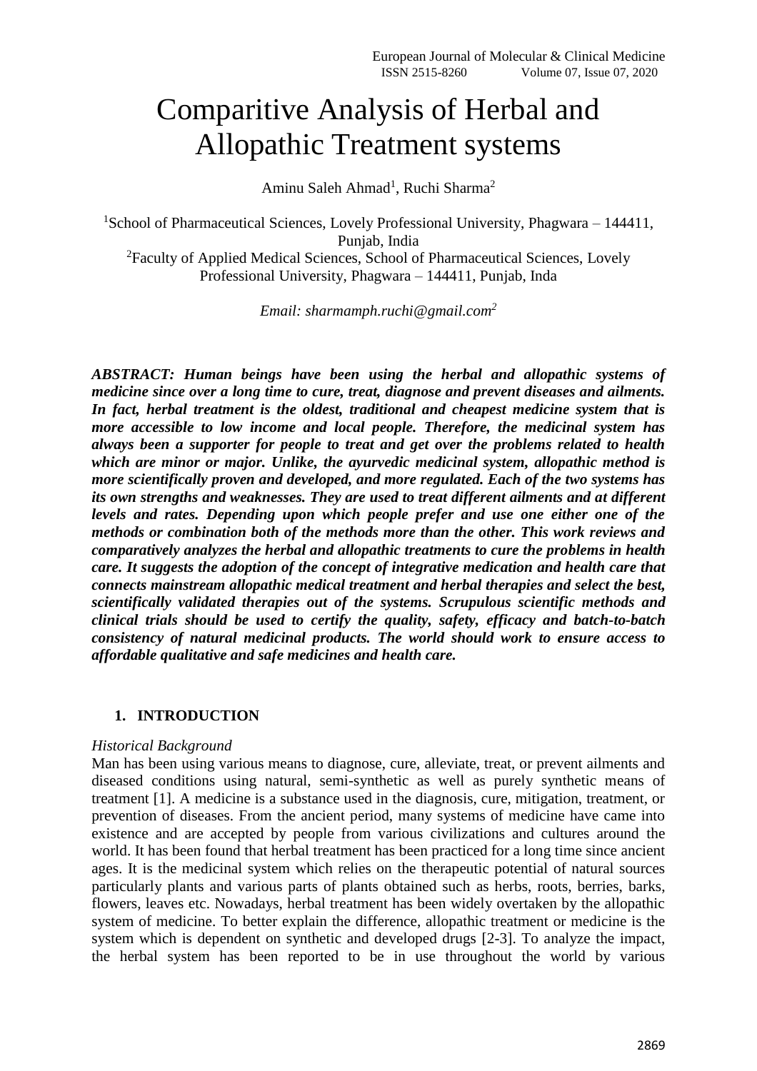# Comparitive Analysis of Herbal and Allopathic Treatment systems

Aminu Saleh Ahmad[1], Ruchi Sharma[2]

[1]School of Pharmaceutical Sciences, Lovely Professional University, Phagwara – 144411, Punjab, India
[2]Faculty of Applied Medical Sciences, School of Pharmaceutical Sciences, Lovely Professional University, Phagwara – 144411, Punjab, Inda

*Email: sharmamph.ruchi@gmail.com[2]*

***ABSTRACT: Human beings have been using the herbal and allopathic systems of medicine since over a long time to cure, treat, diagnose and prevent diseases and ailments. In fact, herbal treatment is the oldest, traditional and cheapest medicine system that is more accessible to low income and local people. Therefore, the medicinal system has always been a supporter for people to treat and get over the problems related to health which are minor or major. Unlike, the ayurvedic medicinal system, allopathic method is more scientifically proven and developed, and more regulated. Each of the two systems has its own strengths and weaknesses. They are used to treat different ailments and at different levels and rates. Depending upon which people prefer and use one either one of the methods or combination both of the methods more than the other. This work reviews and comparatively analyzes the herbal and allopathic treatments to cure the problems in health care. It suggests the adoption of the concept of integrative medication and health care that connects mainstream allopathic medical treatment and herbal therapies and select the best, scientifically validated therapies out of the systems. Scrupulous scientific methods and clinical trials should be used to certify the quality, safety, efficacy and batch-to-batch consistency of natural medicinal products. The world should work to ensure access to affordable qualitative and safe medicines and health care.***

## 1. INTRODUCTION

*Historical Background*

Man has been using various means to diagnose, cure, alleviate, treat, or prevent ailments and diseased conditions using natural, semi-synthetic as well as purely synthetic means of treatment [1]. A medicine is a substance used in the diagnosis, cure, mitigation, treatment, or prevention of diseases. From the ancient period, many systems of medicine have came into existence and are accepted by people from various civilizations and cultures around the world. It has been found that herbal treatment has been practiced for a long time since ancient ages. It is the medicinal system which relies on the therapeutic potential of natural sources particularly plants and various parts of plants obtained such as herbs, roots, berries, barks, flowers, leaves etc. Nowadays, herbal treatment has been widely overtaken by the allopathic system of medicine. To better explain the difference, allopathic treatment or medicine is the system which is dependent on synthetic and developed drugs [2-3]. To analyze the impact, the herbal system has been reported to be in use throughout the world by various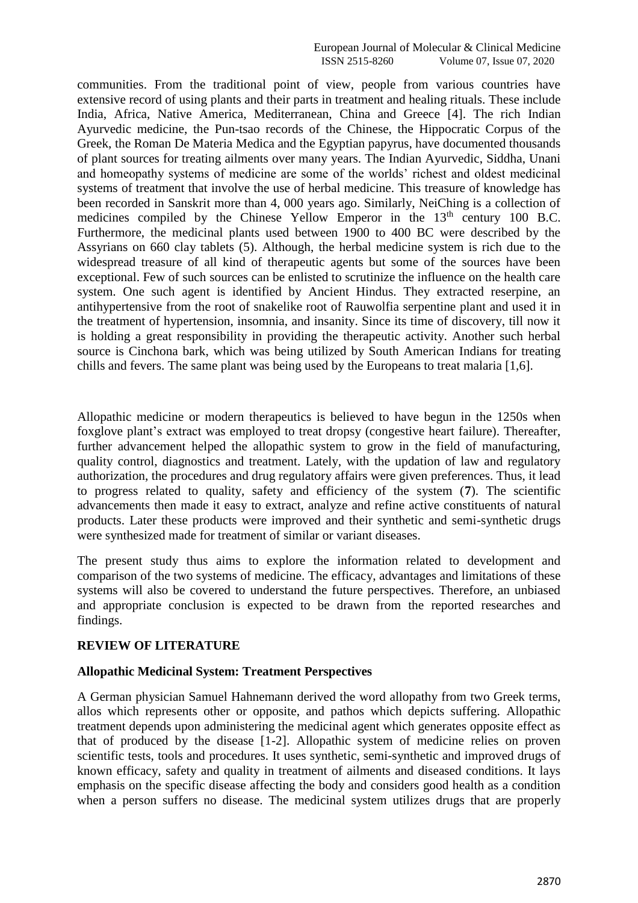communities. From the traditional point of view, people from various countries have extensive record of using plants and their parts in treatment and healing rituals. These include India, Africa, Native America, Mediterranean, China and Greece [4]. The rich Indian Ayurvedic medicine, the Pun-tsao records of the Chinese, the Hippocratic Corpus of the Greek, the Roman De Materia Medica and the Egyptian papyrus, have documented thousands of plant sources for treating ailments over many years. The Indian Ayurvedic, Siddha, Unani and homeopathy systems of medicine are some of the worlds' richest and oldest medicinal systems of treatment that involve the use of herbal medicine. This treasure of knowledge has been recorded in Sanskrit more than 4, 000 years ago. Similarly, NeiChing is a collection of medicines compiled by the Chinese Yellow Emperor in the 13th century 100 B.C. Furthermore, the medicinal plants used between 1900 to 400 BC were described by the Assyrians on 660 clay tablets (5). Although, the herbal medicine system is rich due to the widespread treasure of all kind of therapeutic agents but some of the sources have been exceptional. Few of such sources can be enlisted to scrutinize the influence on the health care system. One such agent is identified by Ancient Hindus. They extracted reserpine, an antihypertensive from the root of snakelike root of Rauwolfia serpentine plant and used it in the treatment of hypertension, insomnia, and insanity. Since its time of discovery, till now it is holding a great responsibility in providing the therapeutic activity. Another such herbal source is Cinchona bark, which was being utilized by South American Indians for treating chills and fevers. The same plant was being used by the Europeans to treat malaria [1,6].

Allopathic medicine or modern therapeutics is believed to have begun in the 1250s when foxglove plant's extract was employed to treat dropsy (congestive heart failure). Thereafter, further advancement helped the allopathic system to grow in the field of manufacturing, quality control, diagnostics and treatment. Lately, with the updation of law and regulatory authorization, the procedures and drug regulatory affairs were given preferences. Thus, it lead to progress related to quality, safety and efficiency of the system (**7**). The scientific advancements then made it easy to extract, analyze and refine active constituents of natural products. Later these products were improved and their synthetic and semi-synthetic drugs were synthesized made for treatment of similar or variant diseases.

The present study thus aims to explore the information related to development and comparison of the two systems of medicine. The efficacy, advantages and limitations of these systems will also be covered to understand the future perspectives. Therefore, an unbiased and appropriate conclusion is expected to be drawn from the reported researches and findings.

## REVIEW OF LITERATURE

### Allopathic Medicinal System: Treatment Perspectives

A German physician Samuel Hahnemann derived the word allopathy from two Greek terms, allos which represents other or opposite, and pathos which depicts suffering. Allopathic treatment depends upon administering the medicinal agent which generates opposite effect as that of produced by the disease [1-2]. Allopathic system of medicine relies on proven scientific tests, tools and procedures. It uses synthetic, semi-synthetic and improved drugs of known efficacy, safety and quality in treatment of ailments and diseased conditions. It lays emphasis on the specific disease affecting the body and considers good health as a condition when a person suffers no disease. The medicinal system utilizes drugs that are properly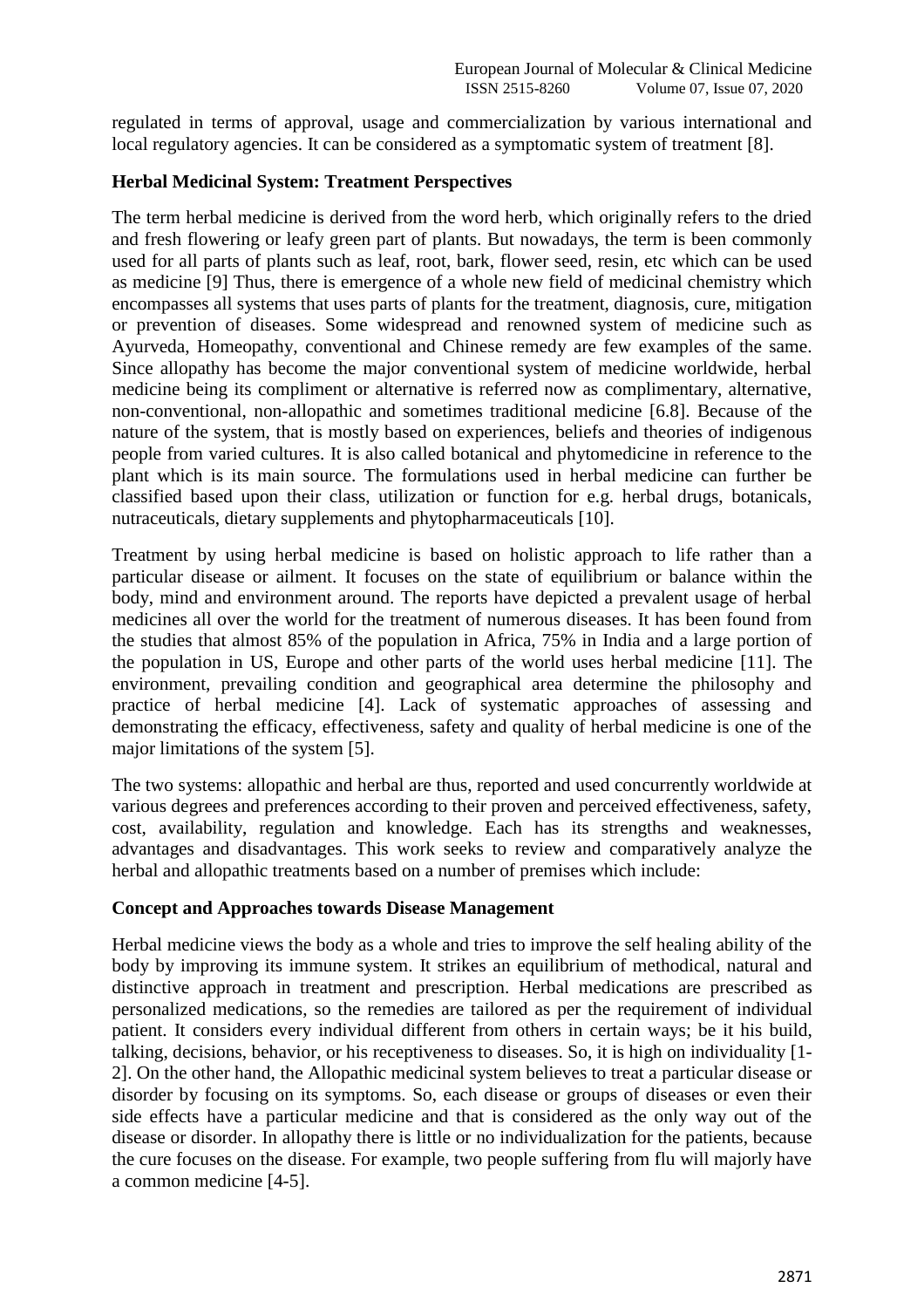regulated in terms of approval, usage and commercialization by various international and local regulatory agencies. It can be considered as a symptomatic system of treatment [8].

**Herbal Medicinal System: Treatment Perspectives**

The term herbal medicine is derived from the word herb, which originally refers to the dried and fresh flowering or leafy green part of plants. But nowadays, the term is been commonly used for all parts of plants such as leaf, root, bark, flower seed, resin, etc which can be used as medicine [9] Thus, there is emergence of a whole new field of medicinal chemistry which encompasses all systems that uses parts of plants for the treatment, diagnosis, cure, mitigation or prevention of diseases. Some widespread and renowned system of medicine such as Ayurveda, Homeopathy, conventional and Chinese remedy are few examples of the same. Since allopathy has become the major conventional system of medicine worldwide, herbal medicine being its compliment or alternative is referred now as complimentary, alternative, non-conventional, non-allopathic and sometimes traditional medicine [6.8]. Because of the nature of the system, that is mostly based on experiences, beliefs and theories of indigenous people from varied cultures. It is also called botanical and phytomedicine in reference to the plant which is its main source. The formulations used in herbal medicine can further be classified based upon their class, utilization or function for e.g. herbal drugs, botanicals, nutraceuticals, dietary supplements and phytopharmaceuticals [10].

Treatment by using herbal medicine is based on holistic approach to life rather than a particular disease or ailment. It focuses on the state of equilibrium or balance within the body, mind and environment around. The reports have depicted a prevalent usage of herbal medicines all over the world for the treatment of numerous diseases. It has been found from the studies that almost 85% of the population in Africa, 75% in India and a large portion of the population in US, Europe and other parts of the world uses herbal medicine [11]. The environment, prevailing condition and geographical area determine the philosophy and practice of herbal medicine [4]. Lack of systematic approaches of assessing and demonstrating the efficacy, effectiveness, safety and quality of herbal medicine is one of the major limitations of the system [5].

The two systems: allopathic and herbal are thus, reported and used concurrently worldwide at various degrees and preferences according to their proven and perceived effectiveness, safety, cost, availability, regulation and knowledge. Each has its strengths and weaknesses, advantages and disadvantages. This work seeks to review and comparatively analyze the herbal and allopathic treatments based on a number of premises which include:

**Concept and Approaches towards Disease Management**

Herbal medicine views the body as a whole and tries to improve the self healing ability of the body by improving its immune system. It strikes an equilibrium of methodical, natural and distinctive approach in treatment and prescription. Herbal medications are prescribed as personalized medications, so the remedies are tailored as per the requirement of individual patient. It considers every individual different from others in certain ways; be it his build, talking, decisions, behavior, or his receptiveness to diseases. So, it is high on individuality [1-2]. On the other hand, the Allopathic medicinal system believes to treat a particular disease or disorder by focusing on its symptoms. So, each disease or groups of diseases or even their side effects have a particular medicine and that is considered as the only way out of the disease or disorder. In allopathy there is little or no individualization for the patients, because the cure focuses on the disease. For example, two people suffering from flu will majorly have a common medicine [4-5].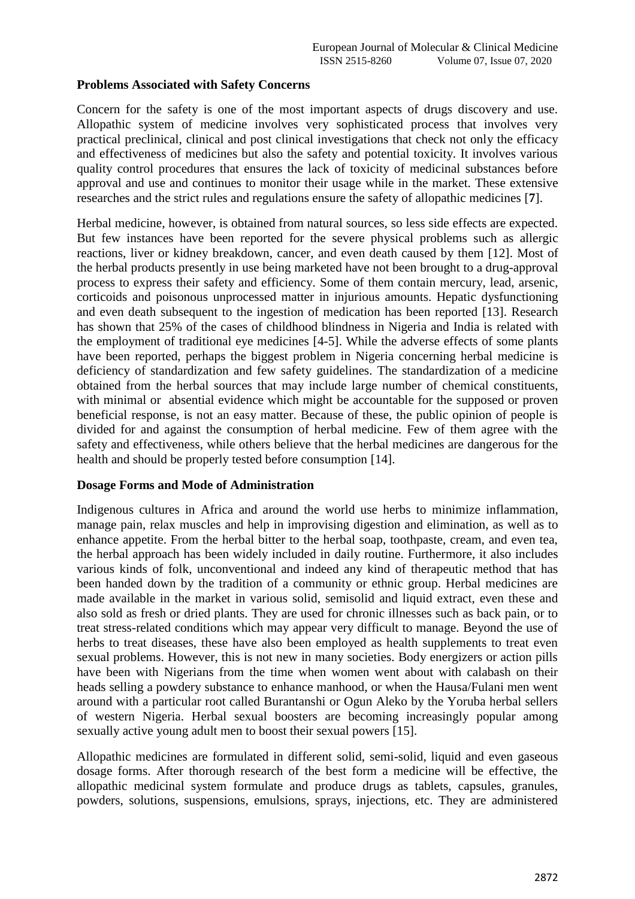**Problems Associated with Safety Concerns**

Concern for the safety is one of the most important aspects of drugs discovery and use. Allopathic system of medicine involves very sophisticated process that involves very practical preclinical, clinical and post clinical investigations that check not only the efficacy and effectiveness of medicines but also the safety and potential toxicity. It involves various quality control procedures that ensures the lack of toxicity of medicinal substances before approval and use and continues to monitor their usage while in the market. These extensive researches and the strict rules and regulations ensure the safety of allopathic medicines [**7**].

Herbal medicine, however, is obtained from natural sources, so less side effects are expected. But few instances have been reported for the severe physical problems such as allergic reactions, liver or kidney breakdown, cancer, and even death caused by them [12]. Most of the herbal products presently in use being marketed have not been brought to a drug-approval process to express their safety and efficiency. Some of them contain mercury, lead, arsenic, corticoids and poisonous unprocessed matter in injurious amounts. Hepatic dysfunctioning and even death subsequent to the ingestion of medication has been reported [13]. Research has shown that 25% of the cases of childhood blindness in Nigeria and India is related with the employment of traditional eye medicines [4-5]. While the adverse effects of some plants have been reported, perhaps the biggest problem in Nigeria concerning herbal medicine is deficiency of standardization and few safety guidelines. The standardization of a medicine obtained from the herbal sources that may include large number of chemical constituents, with minimal or absential evidence which might be accountable for the supposed or proven beneficial response, is not an easy matter. Because of these, the public opinion of people is divided for and against the consumption of herbal medicine. Few of them agree with the safety and effectiveness, while others believe that the herbal medicines are dangerous for the health and should be properly tested before consumption [14].

**Dosage Forms and Mode of Administration**

Indigenous cultures in Africa and around the world use herbs to minimize inflammation, manage pain, relax muscles and help in improvising digestion and elimination, as well as to enhance appetite. From the herbal bitter to the herbal soap, toothpaste, cream, and even tea, the herbal approach has been widely included in daily routine. Furthermore, it also includes various kinds of folk, unconventional and indeed any kind of therapeutic method that has been handed down by the tradition of a community or ethnic group. Herbal medicines are made available in the market in various solid, semisolid and liquid extract, even these and also sold as fresh or dried plants. They are used for chronic illnesses such as back pain, or to treat stress-related conditions which may appear very difficult to manage. Beyond the use of herbs to treat diseases, these have also been employed as health supplements to treat even sexual problems. However, this is not new in many societies. Body energizers or action pills have been with Nigerians from the time when women went about with calabash on their heads selling a powdery substance to enhance manhood, or when the Hausa/Fulani men went around with a particular root called Burantanshi or Ogun Aleko by the Yoruba herbal sellers of western Nigeria. Herbal sexual boosters are becoming increasingly popular among sexually active young adult men to boost their sexual powers [15].

Allopathic medicines are formulated in different solid, semi-solid, liquid and even gaseous dosage forms. After thorough research of the best form a medicine will be effective, the allopathic medicinal system formulate and produce drugs as tablets, capsules, granules, powders, solutions, suspensions, emulsions, sprays, injections, etc. They are administered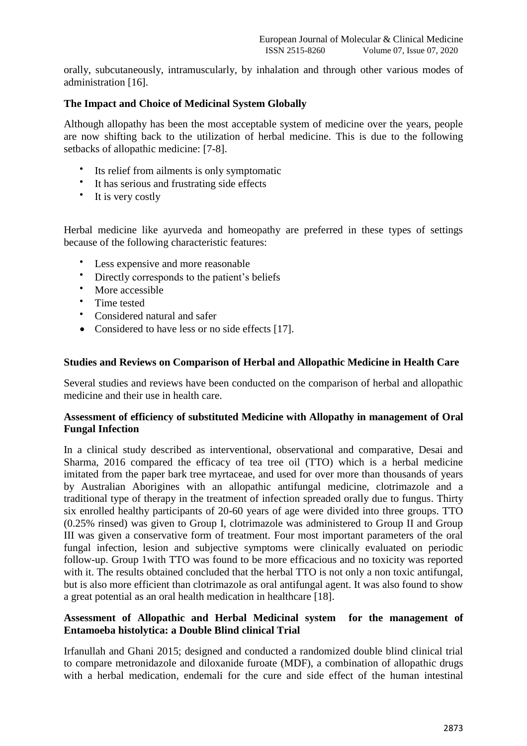orally, subcutaneously, intramuscularly, by inhalation and through other various modes of administration [16].

**The Impact and Choice of Medicinal System Globally**

Although allopathy has been the most acceptable system of medicine over the years, people are now shifting back to the utilization of herbal medicine. This is due to the following setbacks of allopathic medicine: [7-8].

- Its relief from ailments is only symptomatic
- It has serious and frustrating side effects
- It is very costly

Herbal medicine like ayurveda and homeopathy are preferred in these types of settings because of the following characteristic features:

- Less expensive and more reasonable
- Directly corresponds to the patient's beliefs
- More accessible
- Time tested
- Considered natural and safer
- Considered to have less or no side effects [17].

**Studies and Reviews on Comparison of Herbal and Allopathic Medicine in Health Care**

Several studies and reviews have been conducted on the comparison of herbal and allopathic medicine and their use in health care.

**Assessment of efficiency of substituted Medicine with Allopathy in management of Oral Fungal Infection**

In a clinical study described as interventional, observational and comparative, Desai and Sharma, 2016 compared the efficacy of tea tree oil (TTO) which is a herbal medicine imitated from the paper bark tree myrtaceae, and used for over more than thousands of years by Australian Aborigines with an allopathic antifungal medicine, clotrimazole and a traditional type of therapy in the treatment of infection spreaded orally due to fungus. Thirty six enrolled healthy participants of 20-60 years of age were divided into three groups. TTO (0.25% rinsed) was given to Group I, clotrimazole was administered to Group II and Group III was given a conservative form of treatment. Four most important parameters of the oral fungal infection, lesion and subjective symptoms were clinically evaluated on periodic follow-up. Group 1with TTO was found to be more efficacious and no toxicity was reported with it. The results obtained concluded that the herbal TTO is not only a non toxic antifungal, but is also more efficient than clotrimazole as oral antifungal agent. It was also found to show a great potential as an oral health medication in healthcare [18].

**Assessment of Allopathic and Herbal Medicinal system for the management of Entamoeba histolytica: a Double Blind clinical Trial**

Irfanullah and Ghani 2015; designed and conducted a randomized double blind clinical trial to compare metronidazole and diloxanide furoate (MDF), a combination of allopathic drugs with a herbal medication, endemali for the cure and side effect of the human intestinal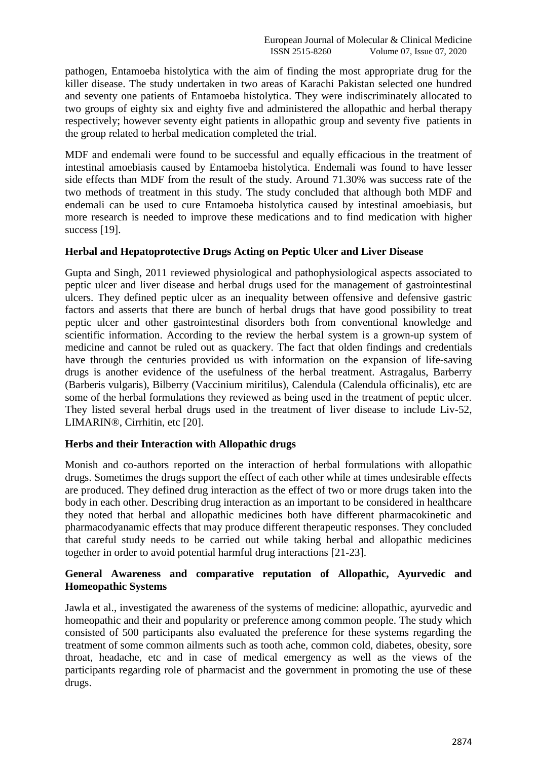pathogen, Entamoeba histolytica with the aim of finding the most appropriate drug for the killer disease. The study undertaken in two areas of Karachi Pakistan selected one hundred and seventy one patients of Entamoeba histolytica. They were indiscriminately allocated to two groups of eighty six and eighty five and administered the allopathic and herbal therapy respectively; however seventy eight patients in allopathic group and seventy five patients in the group related to herbal medication completed the trial.

MDF and endemali were found to be successful and equally efficacious in the treatment of intestinal amoebiasis caused by Entamoeba histolytica. Endemali was found to have lesser side effects than MDF from the result of the study. Around 71.30% was success rate of the two methods of treatment in this study. The study concluded that although both MDF and endemali can be used to cure Entamoeba histolytica caused by intestinal amoebiasis, but more research is needed to improve these medications and to find medication with higher success [19].

### Herbal and Hepatoprotective Drugs Acting on Peptic Ulcer and Liver Disease

Gupta and Singh, 2011 reviewed physiological and pathophysiological aspects associated to peptic ulcer and liver disease and herbal drugs used for the management of gastrointestinal ulcers. They defined peptic ulcer as an inequality between offensive and defensive gastric factors and asserts that there are bunch of herbal drugs that have good possibility to treat peptic ulcer and other gastrointestinal disorders both from conventional knowledge and scientific information. According to the review the herbal system is a grown-up system of medicine and cannot be ruled out as quackery. The fact that olden findings and credentials have through the centuries provided us with information on the expansion of life-saving drugs is another evidence of the usefulness of the herbal treatment. Astragalus, Barberry (Barberis vulgaris), Bilberry (Vaccinium miritilus), Calendula (Calendula officinalis), etc are some of the herbal formulations they reviewed as being used in the treatment of peptic ulcer. They listed several herbal drugs used in the treatment of liver disease to include Liv-52, LIMARIN®, Cirrhitin, etc [20].

### Herbs and their Interaction with Allopathic drugs

Monish and co-authors reported on the interaction of herbal formulations with allopathic drugs. Sometimes the drugs support the effect of each other while at times undesirable effects are produced. They defined drug interaction as the effect of two or more drugs taken into the body in each other. Describing drug interaction as an important to be considered in healthcare they noted that herbal and allopathic medicines both have different pharmacokinetic and pharmacodyanamic effects that may produce different therapeutic responses. They concluded that careful study needs to be carried out while taking herbal and allopathic medicines together in order to avoid potential harmful drug interactions [21-23].

### General Awareness and comparative reputation of Allopathic, Ayurvedic and Homeopathic Systems

Jawla et al., investigated the awareness of the systems of medicine: allopathic, ayurvedic and homeopathic and their and popularity or preference among common people. The study which consisted of 500 participants also evaluated the preference for these systems regarding the treatment of some common ailments such as tooth ache, common cold, diabetes, obesity, sore throat, headache, etc and in case of medical emergency as well as the views of the participants regarding role of pharmacist and the government in promoting the use of these drugs.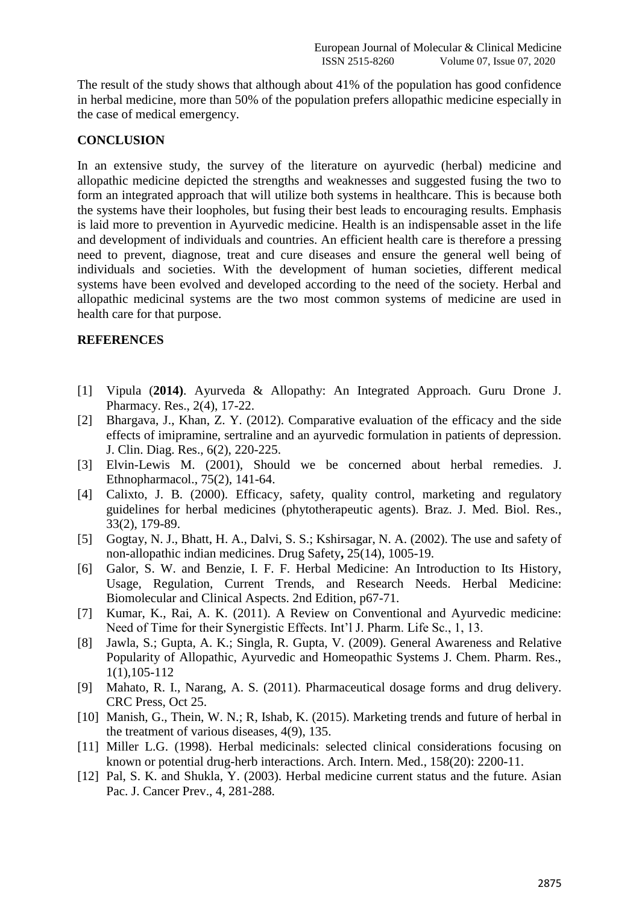The result of the study shows that although about 41% of the population has good confidence in herbal medicine, more than 50% of the population prefers allopathic medicine especially in the case of medical emergency.

## CONCLUSION

In an extensive study, the survey of the literature on ayurvedic (herbal) medicine and allopathic medicine depicted the strengths and weaknesses and suggested fusing the two to form an integrated approach that will utilize both systems in healthcare. This is because both the systems have their loopholes, but fusing their best leads to encouraging results. Emphasis is laid more to prevention in Ayurvedic medicine. Health is an indispensable asset in the life and development of individuals and countries. An efficient health care is therefore a pressing need to prevent, diagnose, treat and cure diseases and ensure the general well being of individuals and societies. With the development of human societies, different medical systems have been evolved and developed according to the need of the society. Herbal and allopathic medicinal systems are the two most common systems of medicine are used in health care for that purpose.

## REFERENCES

[1] Vipula (**2014)**. Ayurveda & Allopathy: An Integrated Approach. Guru Drone J. Pharmacy. Res., 2(4), 17-22.

[2] Bhargava, J., Khan, Z. Y. (2012). Comparative evaluation of the efficacy and the side effects of imipramine, sertraline and an ayurvedic formulation in patients of depression. J. Clin. Diag. Res., 6(2), 220-225.

[3] Elvin-Lewis M. (2001), Should we be concerned about herbal remedies. J. Ethnopharmacol., 75(2), 141-64.

[4] Calixto, J. B. (2000). Efficacy, safety, quality control, marketing and regulatory guidelines for herbal medicines (phytotherapeutic agents). Braz. J. Med. Biol. Res., 33(2), 179-89.

[5] Gogtay, N. J., Bhatt, H. A., Dalvi, S. S.; Kshirsagar, N. A. (2002). The use and safety of non-allopathic indian medicines. Drug Safety**,** 25(14), 1005-19.

[6] Galor, S. W. and Benzie, I. F. F. Herbal Medicine: An Introduction to Its History, Usage, Regulation, Current Trends, and Research Needs. Herbal Medicine: Biomolecular and Clinical Aspects. 2nd Edition, p67-71.

[7] Kumar, K., Rai, A. K. (2011). A Review on Conventional and Ayurvedic medicine: Need of Time for their Synergistic Effects. Int'l J. Pharm. Life Sc., 1, 13.

[8] Jawla, S.; Gupta, A. K.; Singla, R. Gupta, V. (2009). General Awareness and Relative Popularity of Allopathic, Ayurvedic and Homeopathic Systems J. Chem. Pharm. Res., 1(1),105-112

[9] Mahato, R. I., Narang, A. S. (2011). Pharmaceutical dosage forms and drug delivery. CRC Press, Oct 25.

[10] Manish, G., Thein, W. N.; R, Ishab, K. (2015). Marketing trends and future of herbal in the treatment of various diseases, 4(9), 135.

[11] Miller L.G. (1998). Herbal medicinals: selected clinical considerations focusing on known or potential drug-herb interactions. Arch. Intern. Med., 158(20): 2200-11.

[12] Pal, S. K. and Shukla, Y. (2003). Herbal medicine current status and the future. Asian Pac. J. Cancer Prev., 4, 281-288.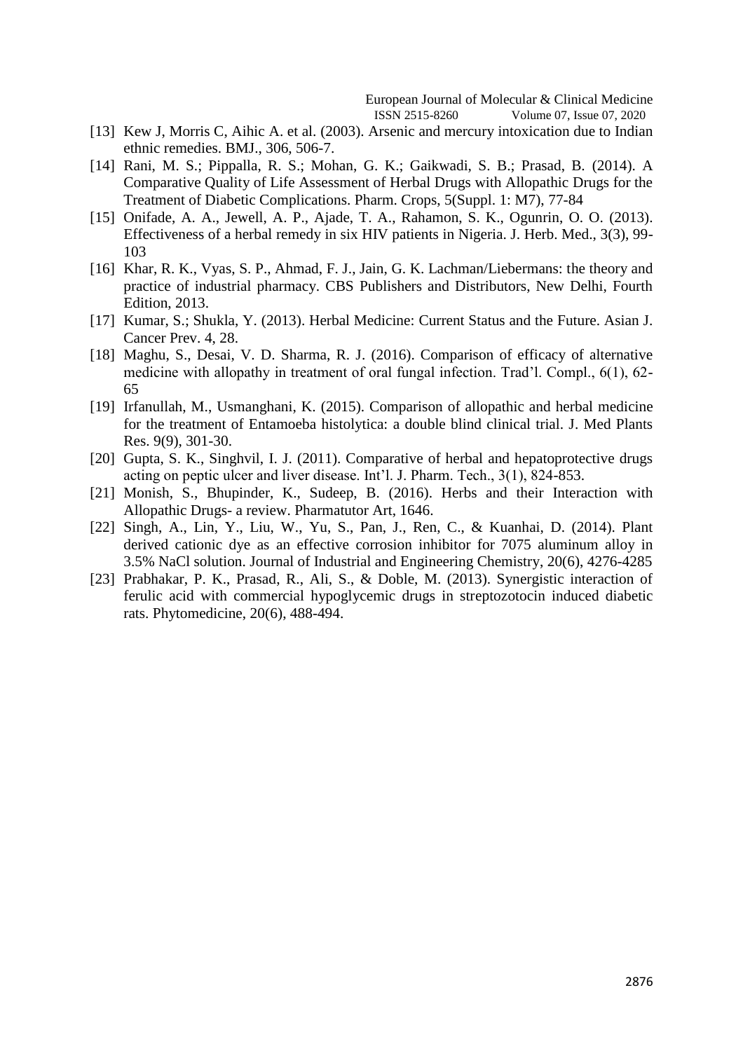[13] Kew J, Morris C, Aihic A. et al. (2003). Arsenic and mercury intoxication due to Indian ethnic remedies. BMJ., 306, 506-7.

[14] Rani, M. S.; Pippalla, R. S.; Mohan, G. K.; Gaikwadi, S. B.; Prasad, B. (2014). A Comparative Quality of Life Assessment of Herbal Drugs with Allopathic Drugs for the Treatment of Diabetic Complications. Pharm. Crops, 5(Suppl. 1: M7), 77-84

[15] Onifade, A. A., Jewell, A. P., Ajade, T. A., Rahamon, S. K., Ogunrin, O. O. (2013). Effectiveness of a herbal remedy in six HIV patients in Nigeria. J. Herb. Med., 3(3), 99-103

[16] Khar, R. K., Vyas, S. P., Ahmad, F. J., Jain, G. K. Lachman/Liebermans: the theory and practice of industrial pharmacy. CBS Publishers and Distributors, New Delhi, Fourth Edition, 2013.

[17] Kumar, S.; Shukla, Y. (2013). Herbal Medicine: Current Status and the Future. Asian J. Cancer Prev. 4, 28.

[18] Maghu, S., Desai, V. D. Sharma, R. J. (2016). Comparison of efficacy of alternative medicine with allopathy in treatment of oral fungal infection. Trad'l. Compl., 6(1), 62-65

[19] Irfanullah, M., Usmanghani, K. (2015). Comparison of allopathic and herbal medicine for the treatment of Entamoeba histolytica: a double blind clinical trial. J. Med Plants Res. 9(9), 301-30.

[20] Gupta, S. K., Singhvil, I. J. (2011). Comparative of herbal and hepatoprotective drugs acting on peptic ulcer and liver disease. Int'l. J. Pharm. Tech., 3(1), 824-853.

[21] Monish, S., Bhupinder, K., Sudeep, B. (2016). Herbs and their Interaction with Allopathic Drugs- a review. Pharmatutor Art, 1646.

[22] Singh, A., Lin, Y., Liu, W., Yu, S., Pan, J., Ren, C., & Kuanhai, D. (2014). Plant derived cationic dye as an effective corrosion inhibitor for 7075 aluminum alloy in 3.5% NaCl solution. Journal of Industrial and Engineering Chemistry, 20(6), 4276-4285

[23] Prabhakar, P. K., Prasad, R., Ali, S., & Doble, M. (2013). Synergistic interaction of ferulic acid with commercial hypoglycemic drugs in streptozotocin induced diabetic rats. Phytomedicine, 20(6), 488-494.